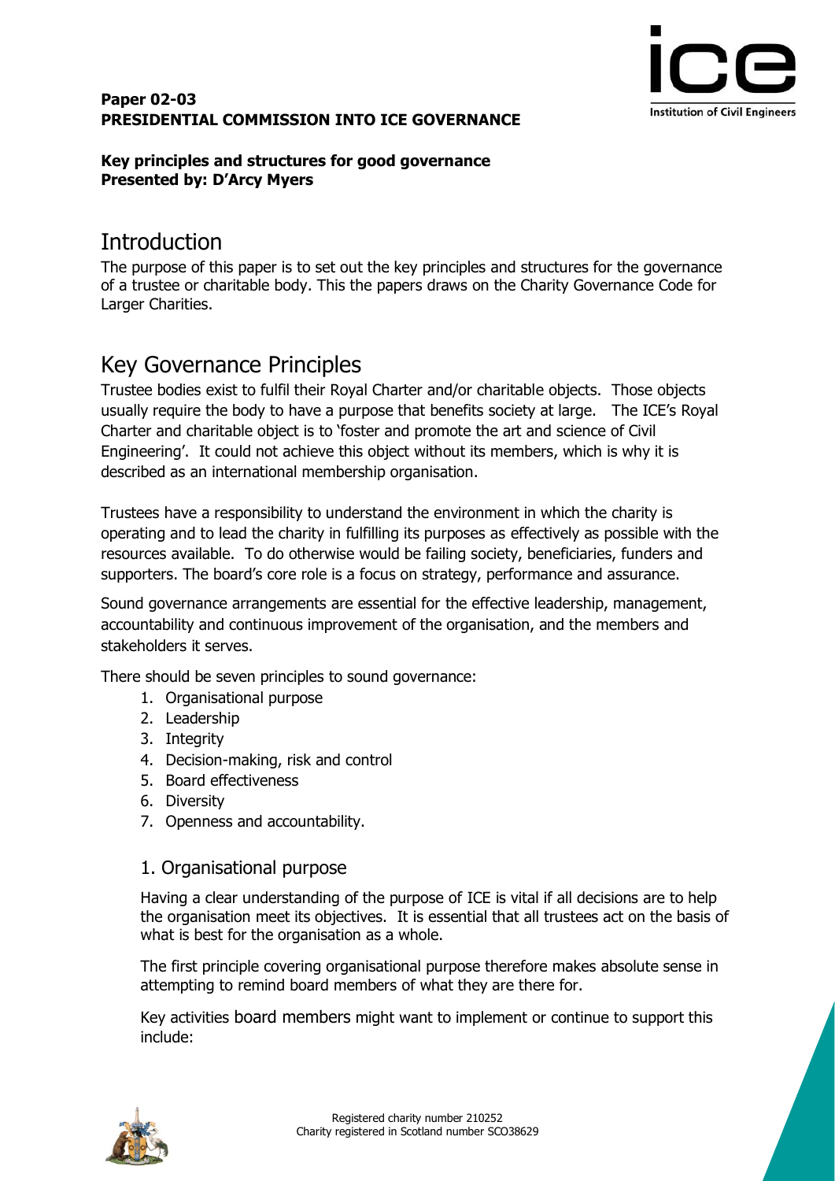**Paper 02-03**
**PRESIDENTIAL COMMISSION INTO ICE GOVERNANCE**

**Key principles and structures for good governance**
**Presented by: D'Arcy Myers**

# Introduction

The purpose of this paper is to set out the key principles and structures for the governance of a trustee or charitable body. This the papers draws on the Charity Governance Code for Larger Charities.

# Key Governance Principles

Trustee bodies exist to fulfil their Royal Charter and/or charitable objects. Those objects usually require the body to have a purpose that benefits society at large. The ICE's Royal Charter and charitable object is to 'foster and promote the art and science of Civil Engineering'. It could not achieve this object without its members, which is why it is described as an international membership organisation.

Trustees have a responsibility to understand the environment in which the charity is operating and to lead the charity in fulfilling its purposes as effectively as possible with the resources available. To do otherwise would be failing society, beneficiaries, funders and supporters. The board's core role is a focus on strategy, performance and assurance.

Sound governance arrangements are essential for the effective leadership, management, accountability and continuous improvement of the organisation, and the members and stakeholders it serves.

There should be seven principles to sound governance:

1. Organisational purpose
2. Leadership
3. Integrity
4. Decision-making, risk and control
5. Board effectiveness
6. Diversity
7. Openness and accountability.

## 1. Organisational purpose

Having a clear understanding of the purpose of ICE is vital if all decisions are to help the organisation meet its objectives. It is essential that all trustees act on the basis of what is best for the organisation as a whole.

The first principle covering organisational purpose therefore makes absolute sense in attempting to remind board members of what they are there for.

Key activities board members might want to implement or continue to support this include: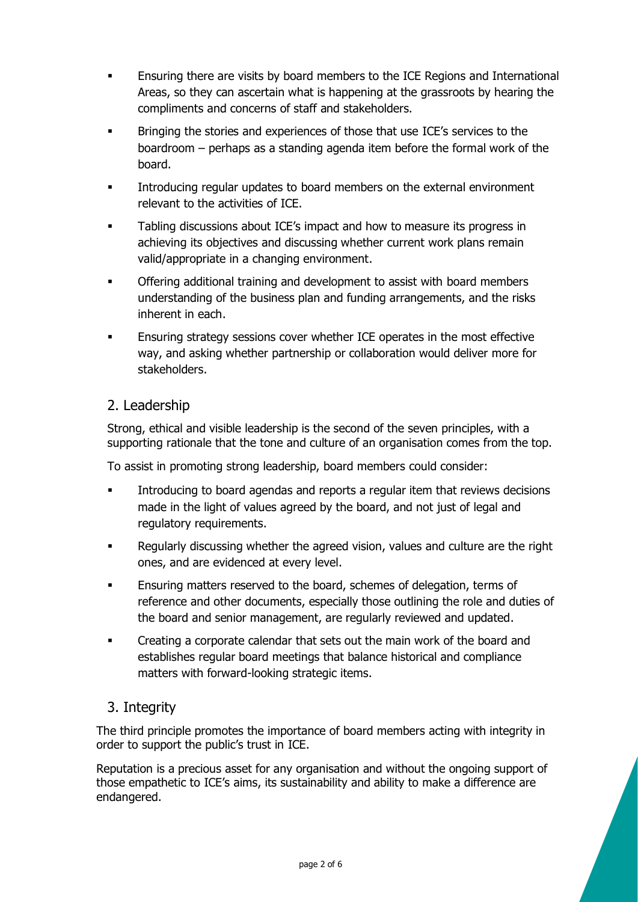- Ensuring there are visits by board members to the ICE Regions and International Areas, so they can ascertain what is happening at the grassroots by hearing the compliments and concerns of staff and stakeholders.
- Bringing the stories and experiences of those that use ICE's services to the boardroom – perhaps as a standing agenda item before the formal work of the board.
- Introducing regular updates to board members on the external environment relevant to the activities of ICE.
- Tabling discussions about ICE's impact and how to measure its progress in achieving its objectives and discussing whether current work plans remain valid/appropriate in a changing environment.
- Offering additional training and development to assist with board members understanding of the business plan and funding arrangements, and the risks inherent in each.
- Ensuring strategy sessions cover whether ICE operates in the most effective way, and asking whether partnership or collaboration would deliver more for stakeholders.

## 2. Leadership

Strong, ethical and visible leadership is the second of the seven principles, with a supporting rationale that the tone and culture of an organisation comes from the top.

To assist in promoting strong leadership, board members could consider:

- Introducing to board agendas and reports a regular item that reviews decisions made in the light of values agreed by the board, and not just of legal and regulatory requirements.
- Regularly discussing whether the agreed vision, values and culture are the right ones, and are evidenced at every level.
- Ensuring matters reserved to the board, schemes of delegation, terms of reference and other documents, especially those outlining the role and duties of the board and senior management, are regularly reviewed and updated.
- Creating a corporate calendar that sets out the main work of the board and establishes regular board meetings that balance historical and compliance matters with forward-looking strategic items.

## 3. Integrity

The third principle promotes the importance of board members acting with integrity in order to support the public's trust in ICE.

Reputation is a precious asset for any organisation and without the ongoing support of those empathetic to ICE's aims, its sustainability and ability to make a difference are endangered.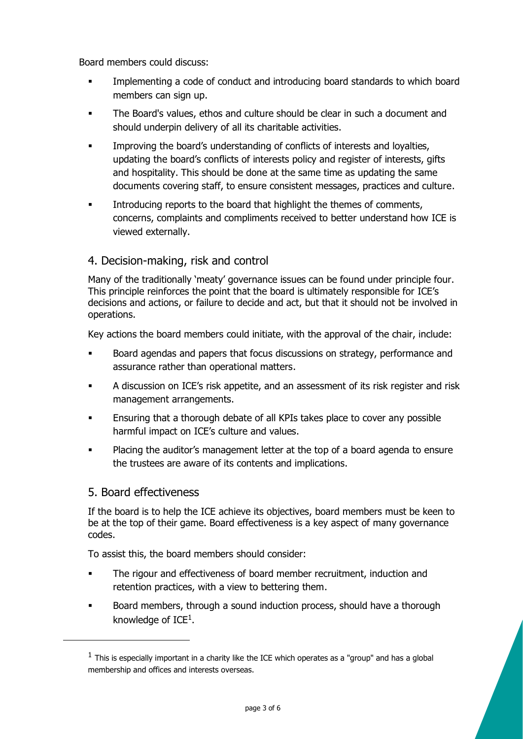Board members could discuss:

- Implementing a code of conduct and introducing board standards to which board members can sign up.
- The Board's values, ethos and culture should be clear in such a document and should underpin delivery of all its charitable activities.
- Improving the board's understanding of conflicts of interests and loyalties, updating the board's conflicts of interests policy and register of interests, gifts and hospitality. This should be done at the same time as updating the same documents covering staff, to ensure consistent messages, practices and culture.
- Introducing reports to the board that highlight the themes of comments, concerns, complaints and compliments received to better understand how ICE is viewed externally.

## 4. Decision-making, risk and control

Many of the traditionally 'meaty' governance issues can be found under principle four. This principle reinforces the point that the board is ultimately responsible for ICE's decisions and actions, or failure to decide and act, but that it should not be involved in operations.

Key actions the board members could initiate, with the approval of the chair, include:

- Board agendas and papers that focus discussions on strategy, performance and assurance rather than operational matters.
- A discussion on ICE's risk appetite, and an assessment of its risk register and risk management arrangements.
- Ensuring that a thorough debate of all KPIs takes place to cover any possible harmful impact on ICE's culture and values.
- Placing the auditor's management letter at the top of a board agenda to ensure the trustees are aware of its contents and implications.

## 5. Board effectiveness

If the board is to help the ICE achieve its objectives, board members must be keen to be at the top of their game. Board effectiveness is a key aspect of many governance codes.

To assist this, the board members should consider:

- The rigour and effectiveness of board member recruitment, induction and retention practices, with a view to bettering them.
- Board members, through a sound induction process, should have a thorough knowledge of ICE[1].

[1] This is especially important in a charity like the ICE which operates as a "group" and has a global membership and offices and interests overseas.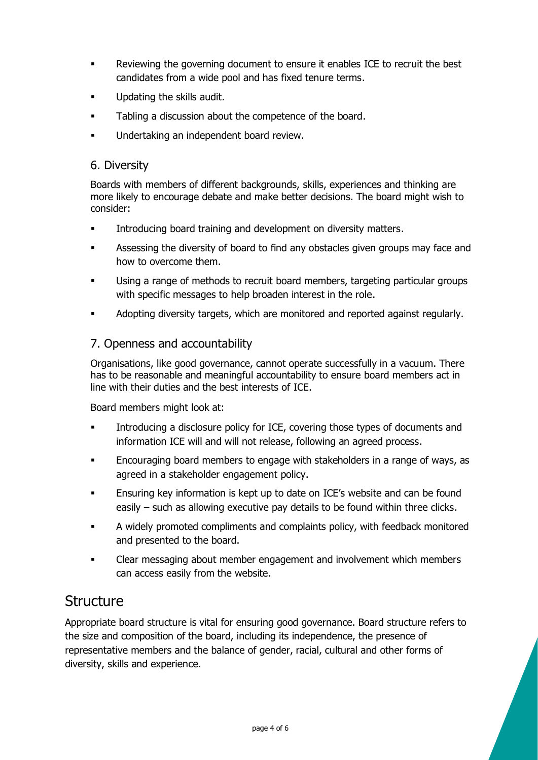- Reviewing the governing document to ensure it enables ICE to recruit the best candidates from a wide pool and has fixed tenure terms.
- Updating the skills audit.
- Tabling a discussion about the competence of the board.
- Undertaking an independent board review.

### 6. Diversity

Boards with members of different backgrounds, skills, experiences and thinking are more likely to encourage debate and make better decisions. The board might wish to consider:

- Introducing board training and development on diversity matters.
- Assessing the diversity of board to find any obstacles given groups may face and how to overcome them.
- Using a range of methods to recruit board members, targeting particular groups with specific messages to help broaden interest in the role.
- Adopting diversity targets, which are monitored and reported against regularly.

### 7. Openness and accountability

Organisations, like good governance, cannot operate successfully in a vacuum. There has to be reasonable and meaningful accountability to ensure board members act in line with their duties and the best interests of ICE.

Board members might look at:

- Introducing a disclosure policy for ICE, covering those types of documents and information ICE will and will not release, following an agreed process.
- Encouraging board members to engage with stakeholders in a range of ways, as agreed in a stakeholder engagement policy.
- Ensuring key information is kept up to date on ICE's website and can be found easily – such as allowing executive pay details to be found within three clicks.
- A widely promoted compliments and complaints policy, with feedback monitored and presented to the board.
- Clear messaging about member engagement and involvement which members can access easily from the website.

## Structure

Appropriate board structure is vital for ensuring good governance. Board structure refers to the size and composition of the board, including its independence, the presence of representative members and the balance of gender, racial, cultural and other forms of diversity, skills and experience.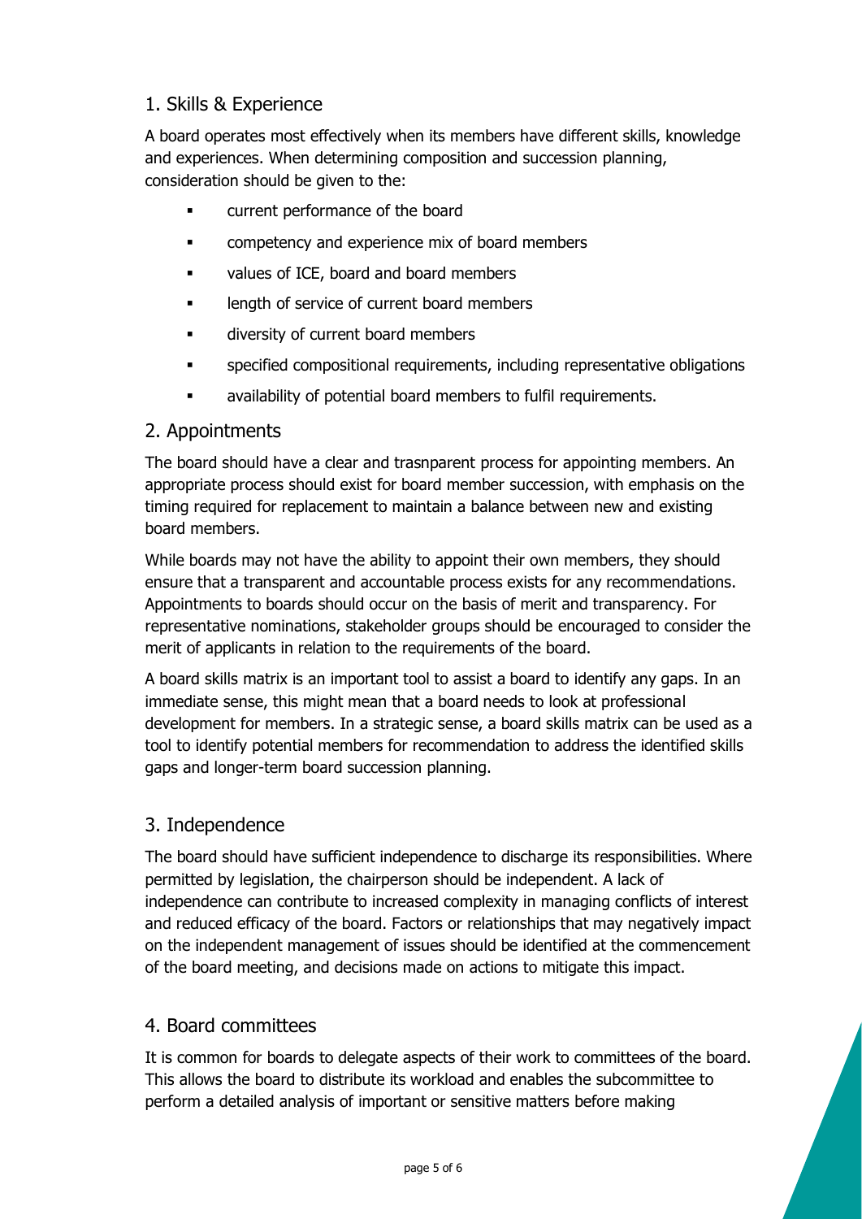## 1. Skills & Experience

A board operates most effectively when its members have different skills, knowledge and experiences. When determining composition and succession planning, consideration should be given to the:

- current performance of the board
- competency and experience mix of board members
- values of ICE, board and board members
- length of service of current board members
- diversity of current board members
- specified compositional requirements, including representative obligations
- availability of potential board members to fulfil requirements.

## 2. Appointments

The board should have a clear and trasnparent process for appointing members. An appropriate process should exist for board member succession, with emphasis on the timing required for replacement to maintain a balance between new and existing board members.

While boards may not have the ability to appoint their own members, they should ensure that a transparent and accountable process exists for any recommendations. Appointments to boards should occur on the basis of merit and transparency. For representative nominations, stakeholder groups should be encouraged to consider the merit of applicants in relation to the requirements of the board.

A board skills matrix is an important tool to assist a board to identify any gaps. In an immediate sense, this might mean that a board needs to look at professional development for members. In a strategic sense, a board skills matrix can be used as a tool to identify potential members for recommendation to address the identified skills gaps and longer-term board succession planning.

## 3. Independence

The board should have sufficient independence to discharge its responsibilities. Where permitted by legislation, the chairperson should be independent. A lack of independence can contribute to increased complexity in managing conflicts of interest and reduced efficacy of the board. Factors or relationships that may negatively impact on the independent management of issues should be identified at the commencement of the board meeting, and decisions made on actions to mitigate this impact.

## 4. Board committees

It is common for boards to delegate aspects of their work to committees of the board. This allows the board to distribute its workload and enables the subcommittee to perform a detailed analysis of important or sensitive matters before making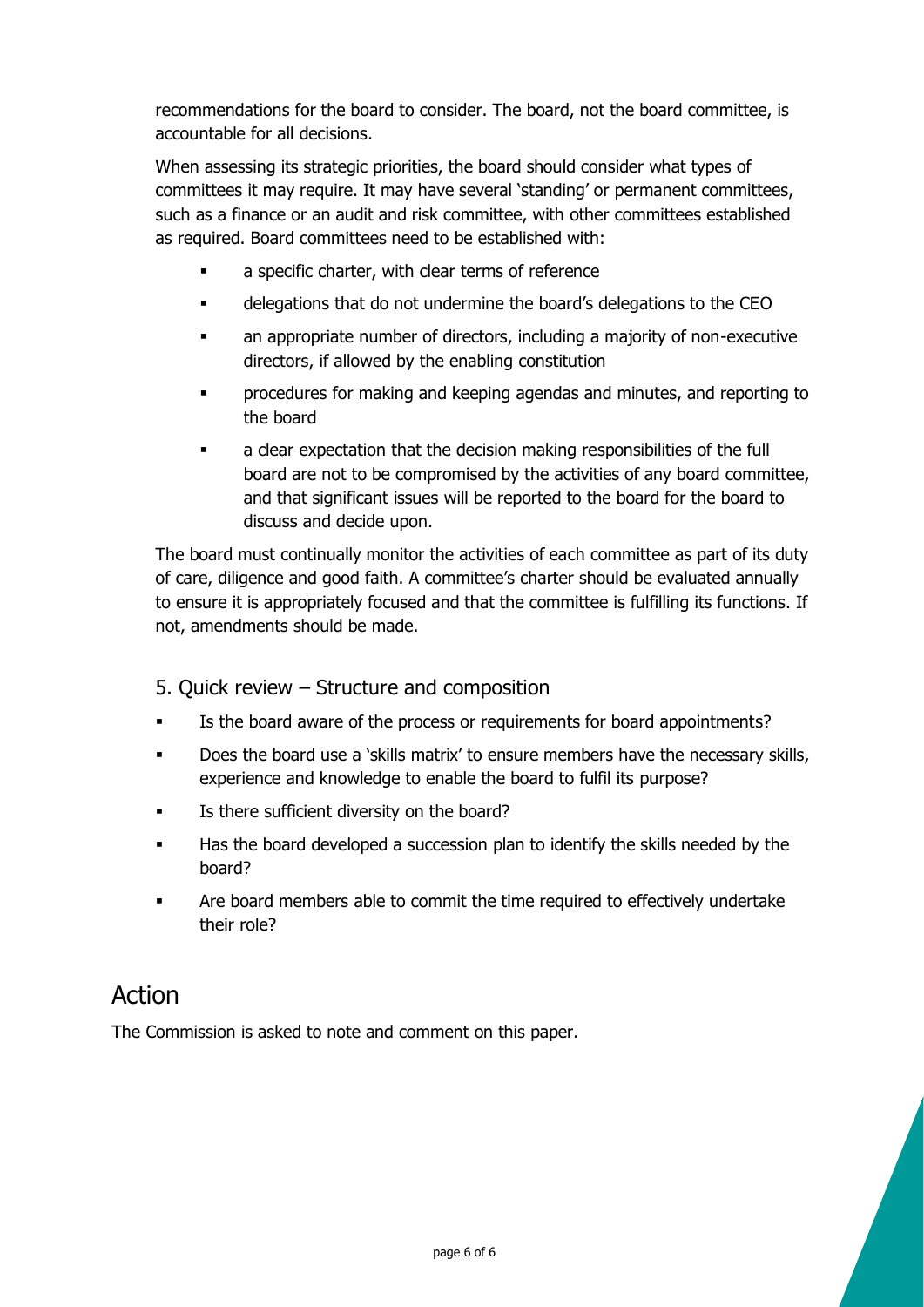recommendations for the board to consider. The board, not the board committee, is accountable for all decisions.

When assessing its strategic priorities, the board should consider what types of committees it may require. It may have several 'standing' or permanent committees, such as a finance or an audit and risk committee, with other committees established as required. Board committees need to be established with:

- a specific charter, with clear terms of reference
- delegations that do not undermine the board's delegations to the CEO
- an appropriate number of directors, including a majority of non-executive directors, if allowed by the enabling constitution
- procedures for making and keeping agendas and minutes, and reporting to the board
- a clear expectation that the decision making responsibilities of the full board are not to be compromised by the activities of any board committee, and that significant issues will be reported to the board for the board to discuss and decide upon.

The board must continually monitor the activities of each committee as part of its duty of care, diligence and good faith. A committee's charter should be evaluated annually to ensure it is appropriately focused and that the committee is fulfilling its functions. If not, amendments should be made.

### 5. Quick review – Structure and composition

- Is the board aware of the process or requirements for board appointments?
- Does the board use a 'skills matrix' to ensure members have the necessary skills, experience and knowledge to enable the board to fulfil its purpose?
- Is there sufficient diversity on the board?
- Has the board developed a succession plan to identify the skills needed by the board?
- Are board members able to commit the time required to effectively undertake their role?

## Action

The Commission is asked to note and comment on this paper.